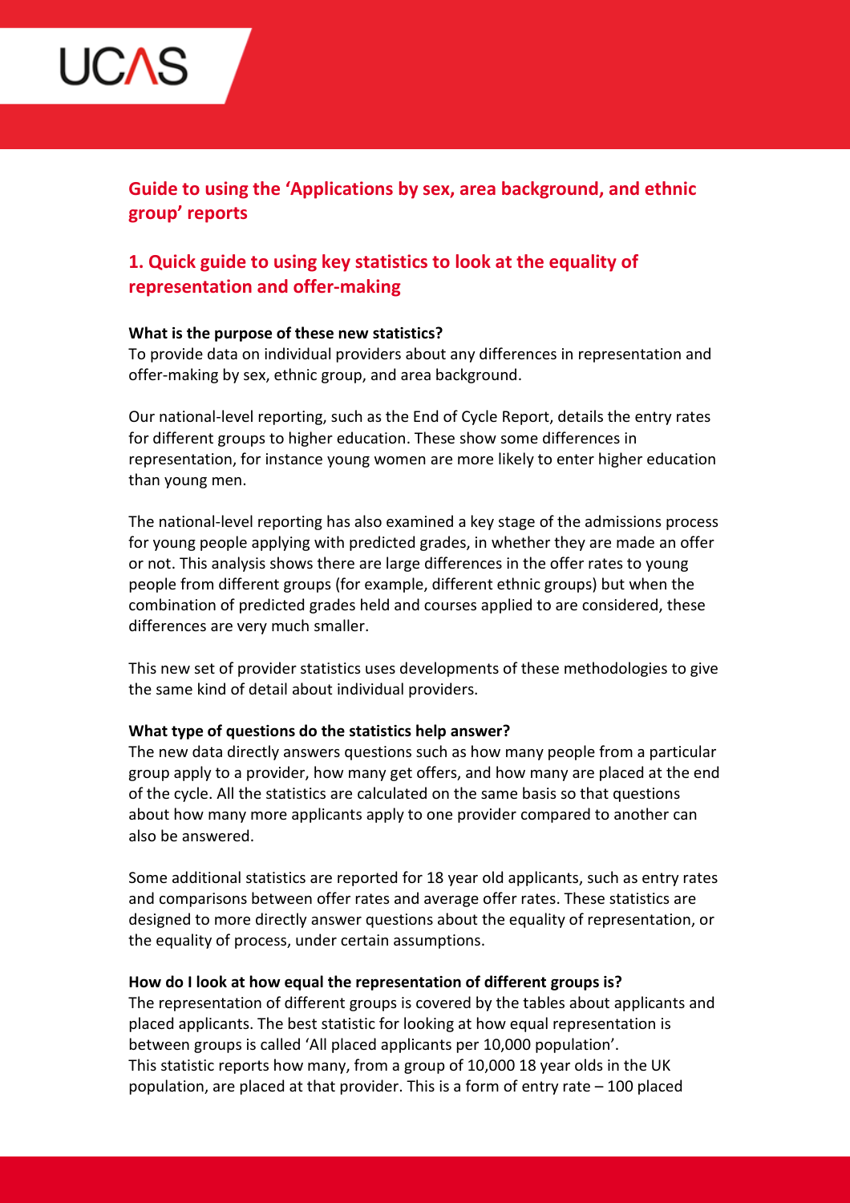# Guide to using the 'Applications by sex, area background, and ethnic group' reports

## 1. Quick guide to using key statistics to look at the equality of representation and offer-making

**What is the purpose of these new statistics?**
To provide data on individual providers about any differences in representation and offer-making by sex, ethnic group, and area background.

Our national-level reporting, such as the End of Cycle Report, details the entry rates for different groups to higher education. These show some differences in representation, for instance young women are more likely to enter higher education than young men.

The national-level reporting has also examined a key stage of the admissions process for young people applying with predicted grades, in whether they are made an offer or not. This analysis shows there are large differences in the offer rates to young people from different groups (for example, different ethnic groups) but when the combination of predicted grades held and courses applied to are considered, these differences are very much smaller.

This new set of provider statistics uses developments of these methodologies to give the same kind of detail about individual providers.

**What type of questions do the statistics help answer?**
The new data directly answers questions such as how many people from a particular group apply to a provider, how many get offers, and how many are placed at the end of the cycle. All the statistics are calculated on the same basis so that questions about how many more applicants apply to one provider compared to another can also be answered.

Some additional statistics are reported for 18 year old applicants, such as entry rates and comparisons between offer rates and average offer rates. These statistics are designed to more directly answer questions about the equality of representation, or the equality of process, under certain assumptions.

**How do I look at how equal the representation of different groups is?**
The representation of different groups is covered by the tables about applicants and placed applicants. The best statistic for looking at how equal representation is between groups is called 'All placed applicants per 10,000 population'.
This statistic reports how many, from a group of 10,000 18 year olds in the UK population, are placed at that provider. This is a form of entry rate – 100 placed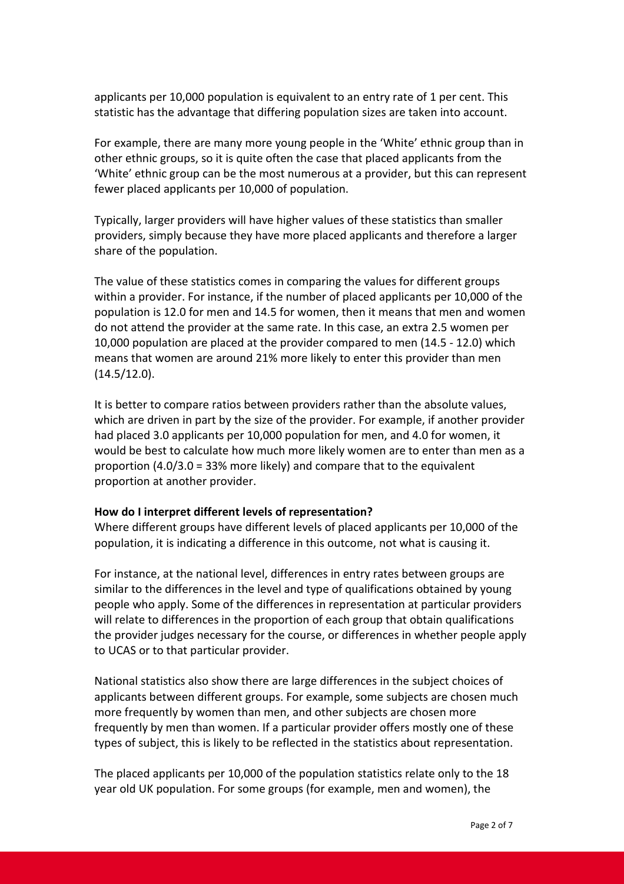applicants per 10,000 population is equivalent to an entry rate of 1 per cent. This statistic has the advantage that differing population sizes are taken into account.

For example, there are many more young people in the 'White' ethnic group than in other ethnic groups, so it is quite often the case that placed applicants from the 'White' ethnic group can be the most numerous at a provider, but this can represent fewer placed applicants per 10,000 of population.

Typically, larger providers will have higher values of these statistics than smaller providers, simply because they have more placed applicants and therefore a larger share of the population.

The value of these statistics comes in comparing the values for different groups within a provider. For instance, if the number of placed applicants per 10,000 of the population is 12.0 for men and 14.5 for women, then it means that men and women do not attend the provider at the same rate. In this case, an extra 2.5 women per 10,000 population are placed at the provider compared to men (14.5 - 12.0) which means that women are around 21% more likely to enter this provider than men (14.5/12.0).

It is better to compare ratios between providers rather than the absolute values, which are driven in part by the size of the provider. For example, if another provider had placed 3.0 applicants per 10,000 population for men, and 4.0 for women, it would be best to calculate how much more likely women are to enter than men as a proportion (4.0/3.0 = 33% more likely) and compare that to the equivalent proportion at another provider.

**How do I interpret different levels of representation?**

Where different groups have different levels of placed applicants per 10,000 of the population, it is indicating a difference in this outcome, not what is causing it.

For instance, at the national level, differences in entry rates between groups are similar to the differences in the level and type of qualifications obtained by young people who apply. Some of the differences in representation at particular providers will relate to differences in the proportion of each group that obtain qualifications the provider judges necessary for the course, or differences in whether people apply to UCAS or to that particular provider.

National statistics also show there are large differences in the subject choices of applicants between different groups. For example, some subjects are chosen much more frequently by women than men, and other subjects are chosen more frequently by men than women. If a particular provider offers mostly one of these types of subject, this is likely to be reflected in the statistics about representation.

The placed applicants per 10,000 of the population statistics relate only to the 18 year old UK population. For some groups (for example, men and women), the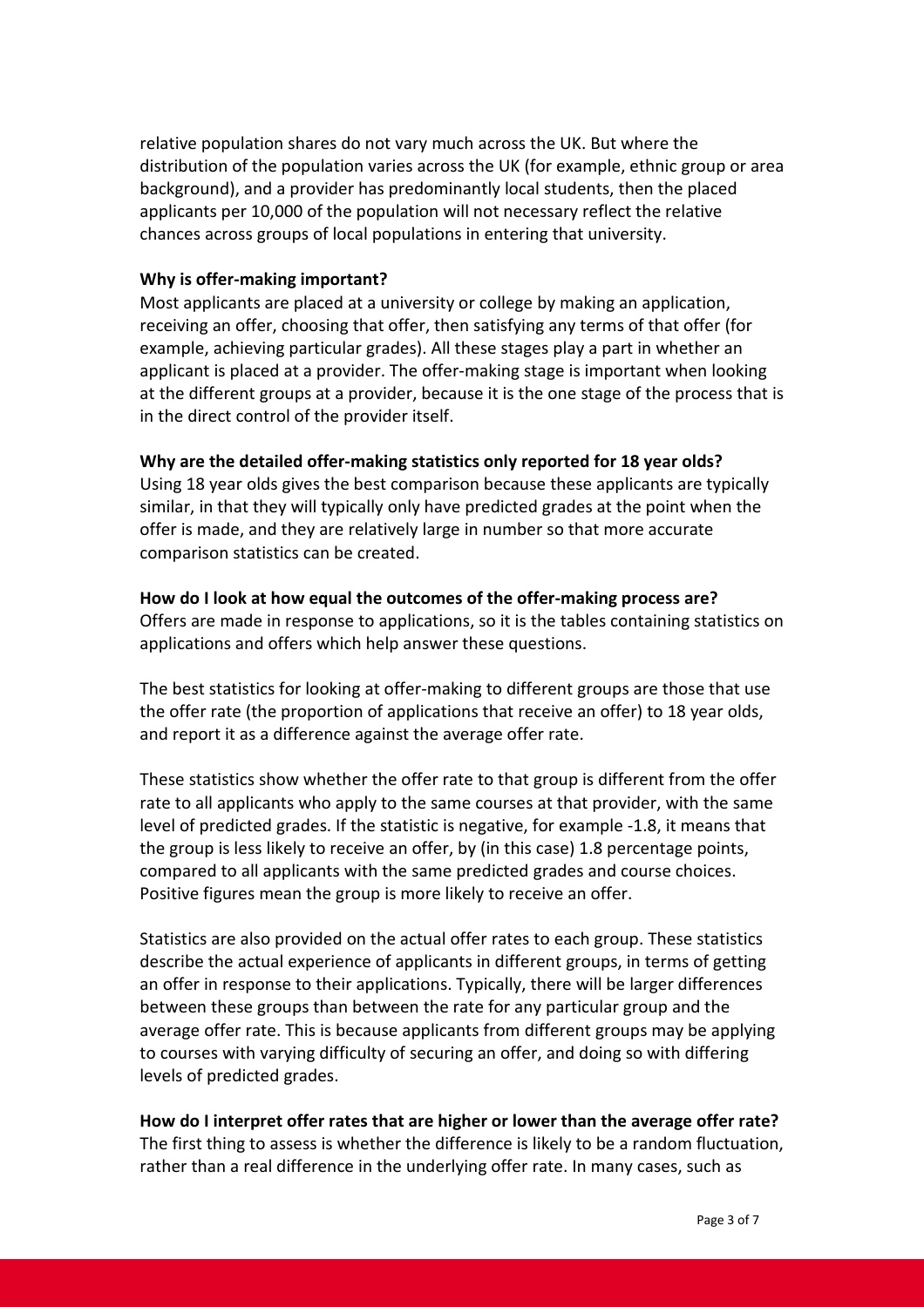relative population shares do not vary much across the UK. But where the distribution of the population varies across the UK (for example, ethnic group or area background), and a provider has predominantly local students, then the placed applicants per 10,000 of the population will not necessary reflect the relative chances across groups of local populations in entering that university.

**Why is offer-making important?**

Most applicants are placed at a university or college by making an application, receiving an offer, choosing that offer, then satisfying any terms of that offer (for example, achieving particular grades). All these stages play a part in whether an applicant is placed at a provider. The offer-making stage is important when looking at the different groups at a provider, because it is the one stage of the process that is in the direct control of the provider itself.

**Why are the detailed offer-making statistics only reported for 18 year olds?**

Using 18 year olds gives the best comparison because these applicants are typically similar, in that they will typically only have predicted grades at the point when the offer is made, and they are relatively large in number so that more accurate comparison statistics can be created.

**How do I look at how equal the outcomes of the offer-making process are?**

Offers are made in response to applications, so it is the tables containing statistics on applications and offers which help answer these questions.

The best statistics for looking at offer-making to different groups are those that use the offer rate (the proportion of applications that receive an offer) to 18 year olds, and report it as a difference against the average offer rate.

These statistics show whether the offer rate to that group is different from the offer rate to all applicants who apply to the same courses at that provider, with the same level of predicted grades. If the statistic is negative, for example -1.8, it means that the group is less likely to receive an offer, by (in this case) 1.8 percentage points, compared to all applicants with the same predicted grades and course choices. Positive figures mean the group is more likely to receive an offer.

Statistics are also provided on the actual offer rates to each group. These statistics describe the actual experience of applicants in different groups, in terms of getting an offer in response to their applications. Typically, there will be larger differences between these groups than between the rate for any particular group and the average offer rate. This is because applicants from different groups may be applying to courses with varying difficulty of securing an offer, and doing so with differing levels of predicted grades.

**How do I interpret offer rates that are higher or lower than the average offer rate?**

The first thing to assess is whether the difference is likely to be a random fluctuation, rather than a real difference in the underlying offer rate. In many cases, such as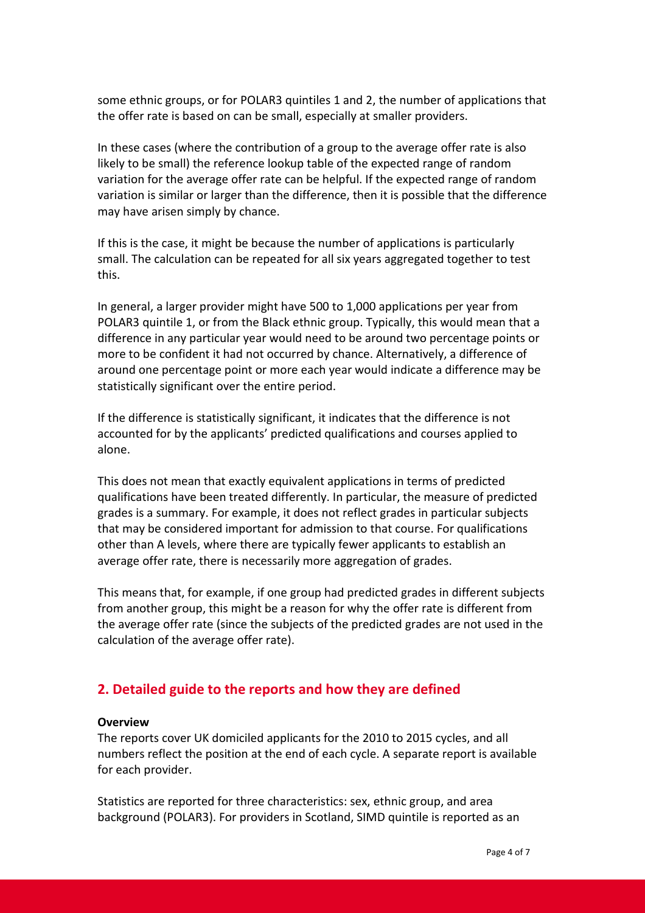some ethnic groups, or for POLAR3 quintiles 1 and 2, the number of applications that the offer rate is based on can be small, especially at smaller providers.

In these cases (where the contribution of a group to the average offer rate is also likely to be small) the reference lookup table of the expected range of random variation for the average offer rate can be helpful. If the expected range of random variation is similar or larger than the difference, then it is possible that the difference may have arisen simply by chance.

If this is the case, it might be because the number of applications is particularly small. The calculation can be repeated for all six years aggregated together to test this.

In general, a larger provider might have 500 to 1,000 applications per year from POLAR3 quintile 1, or from the Black ethnic group. Typically, this would mean that a difference in any particular year would need to be around two percentage points or more to be confident it had not occurred by chance. Alternatively, a difference of around one percentage point or more each year would indicate a difference may be statistically significant over the entire period.

If the difference is statistically significant, it indicates that the difference is not accounted for by the applicants' predicted qualifications and courses applied to alone.

This does not mean that exactly equivalent applications in terms of predicted qualifications have been treated differently. In particular, the measure of predicted grades is a summary. For example, it does not reflect grades in particular subjects that may be considered important for admission to that course. For qualifications other than A levels, where there are typically fewer applicants to establish an average offer rate, there is necessarily more aggregation of grades.

This means that, for example, if one group had predicted grades in different subjects from another group, this might be a reason for why the offer rate is different from the average offer rate (since the subjects of the predicted grades are not used in the calculation of the average offer rate).

## 2. Detailed guide to the reports and how they are defined

**Overview**

The reports cover UK domiciled applicants for the 2010 to 2015 cycles, and all numbers reflect the position at the end of each cycle. A separate report is available for each provider.

Statistics are reported for three characteristics: sex, ethnic group, and area background (POLAR3). For providers in Scotland, SIMD quintile is reported as an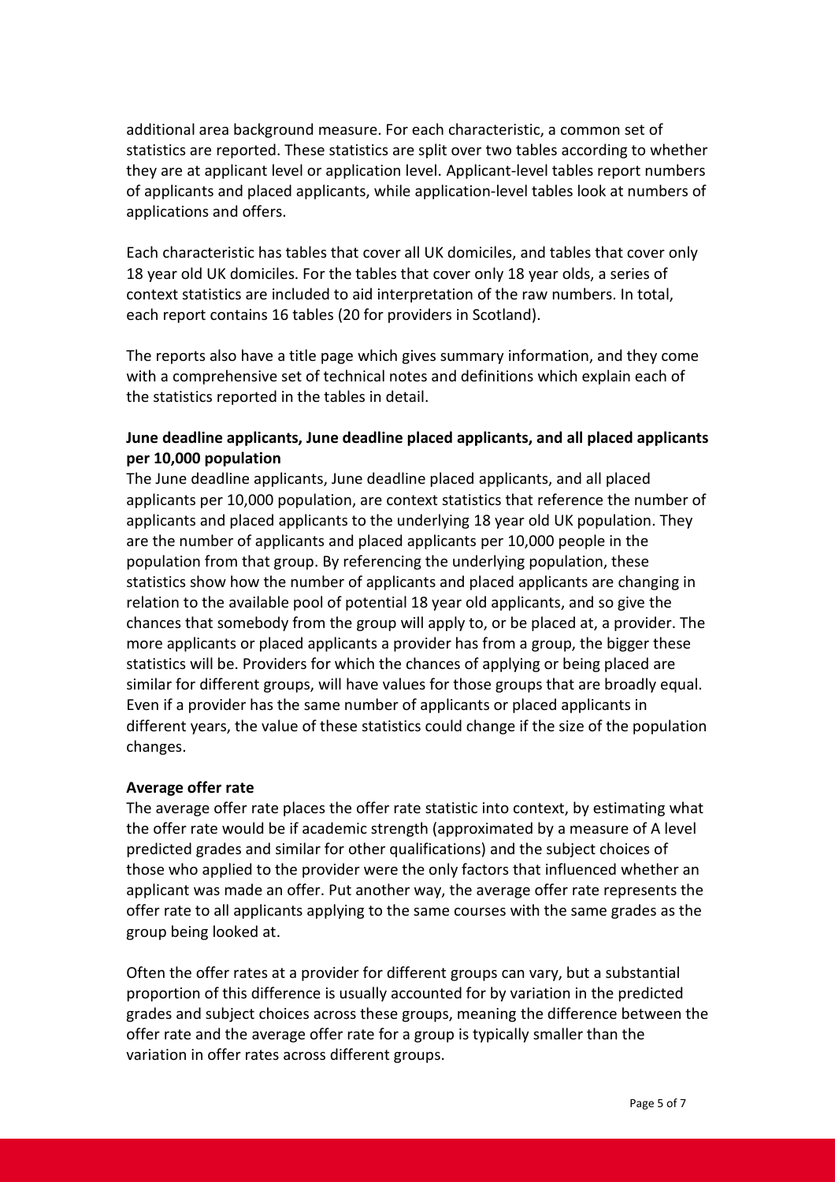additional area background measure. For each characteristic, a common set of statistics are reported. These statistics are split over two tables according to whether they are at applicant level or application level. Applicant-level tables report numbers of applicants and placed applicants, while application-level tables look at numbers of applications and offers.

Each characteristic has tables that cover all UK domiciles, and tables that cover only 18 year old UK domiciles. For the tables that cover only 18 year olds, a series of context statistics are included to aid interpretation of the raw numbers. In total, each report contains 16 tables (20 for providers in Scotland).

The reports also have a title page which gives summary information, and they come with a comprehensive set of technical notes and definitions which explain each of the statistics reported in the tables in detail.

**June deadline applicants, June deadline placed applicants, and all placed applicants per 10,000 population**

The June deadline applicants, June deadline placed applicants, and all placed applicants per 10,000 population, are context statistics that reference the number of applicants and placed applicants to the underlying 18 year old UK population. They are the number of applicants and placed applicants per 10,000 people in the population from that group. By referencing the underlying population, these statistics show how the number of applicants and placed applicants are changing in relation to the available pool of potential 18 year old applicants, and so give the chances that somebody from the group will apply to, or be placed at, a provider. The more applicants or placed applicants a provider has from a group, the bigger these statistics will be. Providers for which the chances of applying or being placed are similar for different groups, will have values for those groups that are broadly equal. Even if a provider has the same number of applicants or placed applicants in different years, the value of these statistics could change if the size of the population changes.

**Average offer rate**

The average offer rate places the offer rate statistic into context, by estimating what the offer rate would be if academic strength (approximated by a measure of A level predicted grades and similar for other qualifications) and the subject choices of those who applied to the provider were the only factors that influenced whether an applicant was made an offer. Put another way, the average offer rate represents the offer rate to all applicants applying to the same courses with the same grades as the group being looked at.

Often the offer rates at a provider for different groups can vary, but a substantial proportion of this difference is usually accounted for by variation in the predicted grades and subject choices across these groups, meaning the difference between the offer rate and the average offer rate for a group is typically smaller than the variation in offer rates across different groups.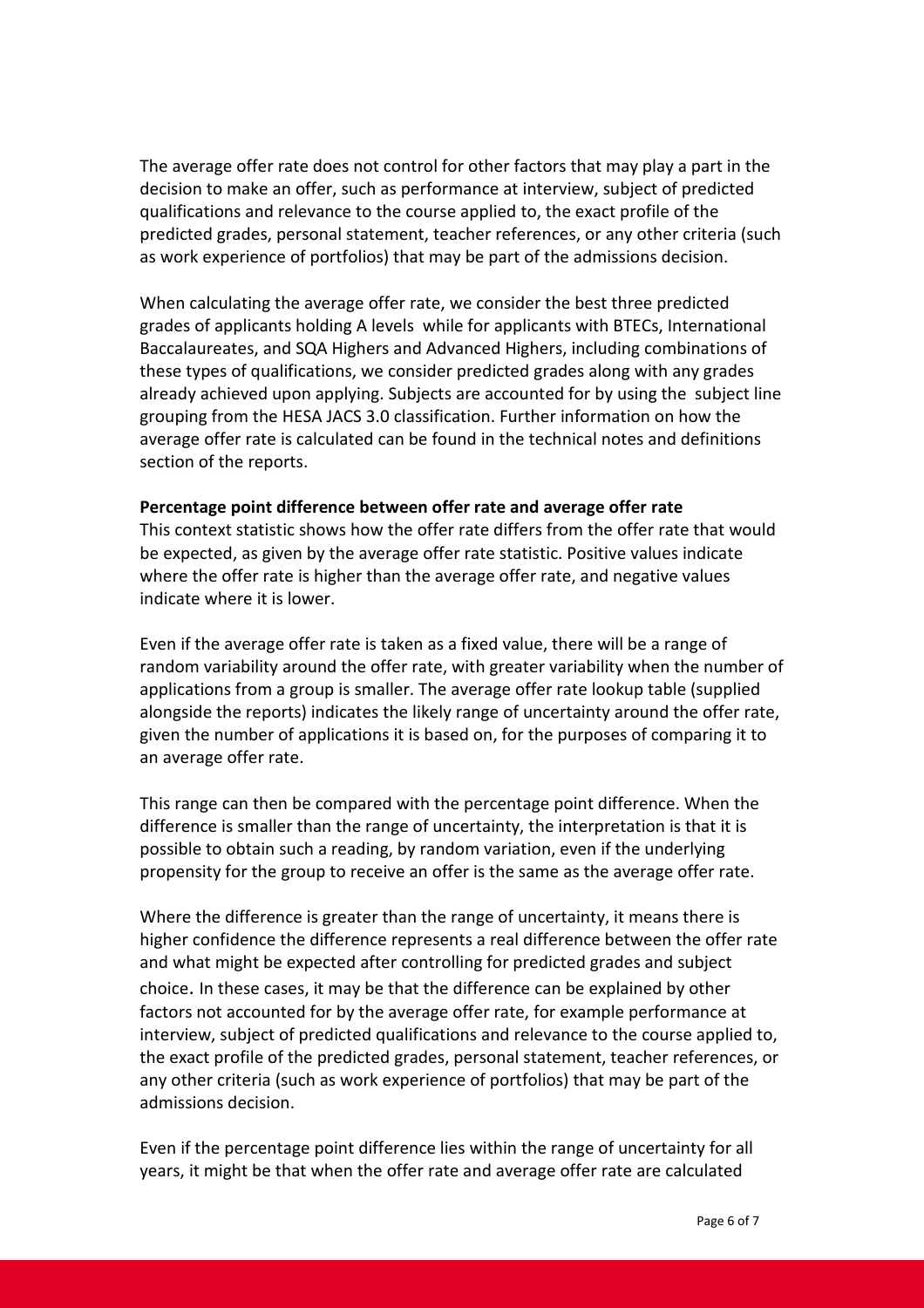The average offer rate does not control for other factors that may play a part in the decision to make an offer, such as performance at interview, subject of predicted qualifications and relevance to the course applied to, the exact profile of the predicted grades, personal statement, teacher references, or any other criteria (such as work experience of portfolios) that may be part of the admissions decision.

When calculating the average offer rate, we consider the best three predicted grades of applicants holding A levels while for applicants with BTECs, International Baccalaureates, and SQA Highers and Advanced Highers, including combinations of these types of qualifications, we consider predicted grades along with any grades already achieved upon applying. Subjects are accounted for by using the subject line grouping from the HESA JACS 3.0 classification. Further information on how the average offer rate is calculated can be found in the technical notes and definitions section of the reports.

**Percentage point difference between offer rate and average offer rate**

This context statistic shows how the offer rate differs from the offer rate that would be expected, as given by the average offer rate statistic. Positive values indicate where the offer rate is higher than the average offer rate, and negative values indicate where it is lower.

Even if the average offer rate is taken as a fixed value, there will be a range of random variability around the offer rate, with greater variability when the number of applications from a group is smaller. The average offer rate lookup table (supplied alongside the reports) indicates the likely range of uncertainty around the offer rate, given the number of applications it is based on, for the purposes of comparing it to an average offer rate.

This range can then be compared with the percentage point difference. When the difference is smaller than the range of uncertainty, the interpretation is that it is possible to obtain such a reading, by random variation, even if the underlying propensity for the group to receive an offer is the same as the average offer rate.

Where the difference is greater than the range of uncertainty, it means there is higher confidence the difference represents a real difference between the offer rate and what might be expected after controlling for predicted grades and subject choice. In these cases, it may be that the difference can be explained by other factors not accounted for by the average offer rate, for example performance at interview, subject of predicted qualifications and relevance to the course applied to, the exact profile of the predicted grades, personal statement, teacher references, or any other criteria (such as work experience of portfolios) that may be part of the admissions decision.

Even if the percentage point difference lies within the range of uncertainty for all years, it might be that when the offer rate and average offer rate are calculated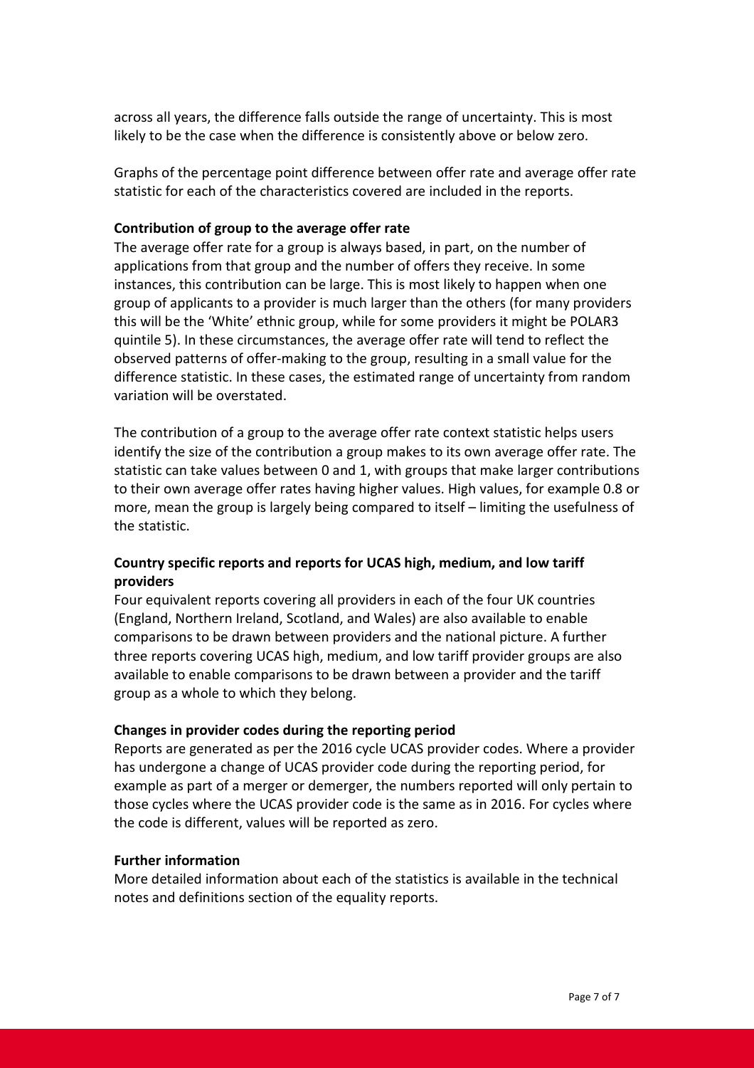across all years, the difference falls outside the range of uncertainty. This is most likely to be the case when the difference is consistently above or below zero.

Graphs of the percentage point difference between offer rate and average offer rate statistic for each of the characteristics covered are included in the reports.

**Contribution of group to the average offer rate**

The average offer rate for a group is always based, in part, on the number of applications from that group and the number of offers they receive. In some instances, this contribution can be large. This is most likely to happen when one group of applicants to a provider is much larger than the others (for many providers this will be the 'White' ethnic group, while for some providers it might be POLAR3 quintile 5). In these circumstances, the average offer rate will tend to reflect the observed patterns of offer-making to the group, resulting in a small value for the difference statistic. In these cases, the estimated range of uncertainty from random variation will be overstated.

The contribution of a group to the average offer rate context statistic helps users identify the size of the contribution a group makes to its own average offer rate. The statistic can take values between 0 and 1, with groups that make larger contributions to their own average offer rates having higher values. High values, for example 0.8 or more, mean the group is largely being compared to itself – limiting the usefulness of the statistic.

**Country specific reports and reports for UCAS high, medium, and low tariff providers**

Four equivalent reports covering all providers in each of the four UK countries (England, Northern Ireland, Scotland, and Wales) are also available to enable comparisons to be drawn between providers and the national picture. A further three reports covering UCAS high, medium, and low tariff provider groups are also available to enable comparisons to be drawn between a provider and the tariff group as a whole to which they belong.

**Changes in provider codes during the reporting period**

Reports are generated as per the 2016 cycle UCAS provider codes. Where a provider has undergone a change of UCAS provider code during the reporting period, for example as part of a merger or demerger, the numbers reported will only pertain to those cycles where the UCAS provider code is the same as in 2016. For cycles where the code is different, values will be reported as zero.

**Further information**

More detailed information about each of the statistics is available in the technical notes and definitions section of the equality reports.